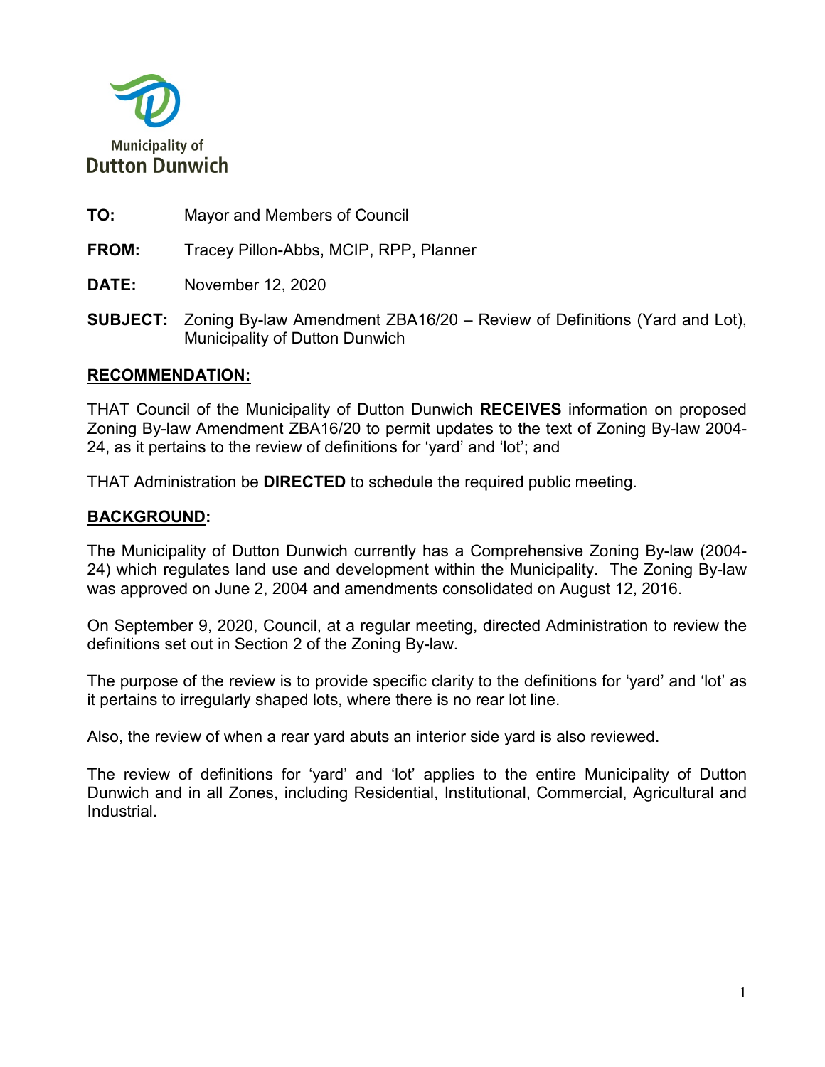Municipality of
Dutton Dunwich

**TO:** Mayor and Members of Council

**FROM:** Tracey Pillon-Abbs, MCIP, RPP, Planner

**DATE:** November 12, 2020

**SUBJECT:** Zoning By-law Amendment ZBA16/20 – Review of Definitions (Yard and Lot), Municipality of Dutton Dunwich

## RECOMMENDATION:

THAT Council of the Municipality of Dutton Dunwich **RECEIVES** information on proposed Zoning By-law Amendment ZBA16/20 to permit updates to the text of Zoning By-law 2004-24, as it pertains to the review of definitions for 'yard' and 'lot'; and

THAT Administration be **DIRECTED** to schedule the required public meeting.

## BACKGROUND:

The Municipality of Dutton Dunwich currently has a Comprehensive Zoning By-law (2004-24) which regulates land use and development within the Municipality. The Zoning By-law was approved on June 2, 2004 and amendments consolidated on August 12, 2016.

On September 9, 2020, Council, at a regular meeting, directed Administration to review the definitions set out in Section 2 of the Zoning By-law.

The purpose of the review is to provide specific clarity to the definitions for 'yard' and 'lot' as it pertains to irregularly shaped lots, where there is no rear lot line.

Also, the review of when a rear yard abuts an interior side yard is also reviewed.

The review of definitions for 'yard' and 'lot' applies to the entire Municipality of Dutton Dunwich and in all Zones, including Residential, Institutional, Commercial, Agricultural and Industrial.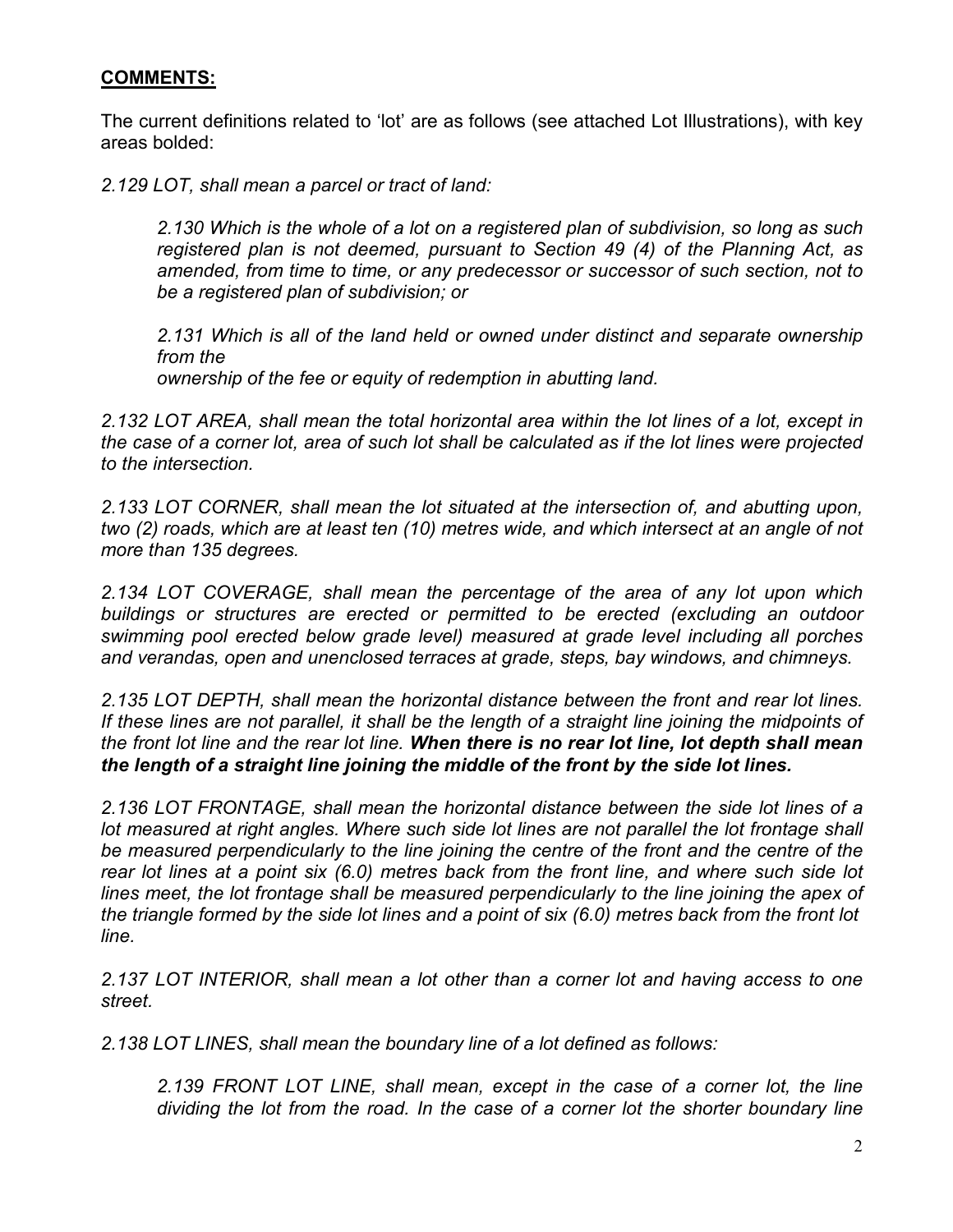## **COMMENTS:**

The current definitions related to 'lot' are as follows (see attached Lot Illustrations), with key areas bolded:

*2.129 LOT, shall mean a parcel or tract of land:*

> *2.130 Which is the whole of a lot on a registered plan of subdivision, so long as such registered plan is not deemed, pursuant to Section 49 (4) of the Planning Act, as amended, from time to time, or any predecessor or successor of such section, not to be a registered plan of subdivision; or*
>
> *2.131 Which is all of the land held or owned under distinct and separate ownership from the ownership of the fee or equity of redemption in abutting land.*

*2.132 LOT AREA, shall mean the total horizontal area within the lot lines of a lot, except in the case of a corner lot, area of such lot shall be calculated as if the lot lines were projected to the intersection.*

*2.133 LOT CORNER, shall mean the lot situated at the intersection of, and abutting upon, two (2) roads, which are at least ten (10) metres wide, and which intersect at an angle of not more than 135 degrees.*

*2.134 LOT COVERAGE, shall mean the percentage of the area of any lot upon which buildings or structures are erected or permitted to be erected (excluding an outdoor swimming pool erected below grade level) measured at grade level including all porches and verandas, open and unenclosed terraces at grade, steps, bay windows, and chimneys.*

*2.135 LOT DEPTH, shall mean the horizontal distance between the front and rear lot lines. If these lines are not parallel, it shall be the length of a straight line joining the midpoints of the front lot line and the rear lot line.* ***When there is no rear lot line, lot depth shall mean the length of a straight line joining the middle of the front by the side lot lines.***

*2.136 LOT FRONTAGE, shall mean the horizontal distance between the side lot lines of a lot measured at right angles. Where such side lot lines are not parallel the lot frontage shall be measured perpendicularly to the line joining the centre of the front and the centre of the rear lot lines at a point six (6.0) metres back from the front line, and where such side lot lines meet, the lot frontage shall be measured perpendicularly to the line joining the apex of the triangle formed by the side lot lines and a point of six (6.0) metres back from the front lot line.*

*2.137 LOT INTERIOR, shall mean a lot other than a corner lot and having access to one street.*

*2.138 LOT LINES, shall mean the boundary line of a lot defined as follows:*

> *2.139 FRONT LOT LINE, shall mean, except in the case of a corner lot, the line dividing the lot from the road. In the case of a corner lot the shorter boundary line*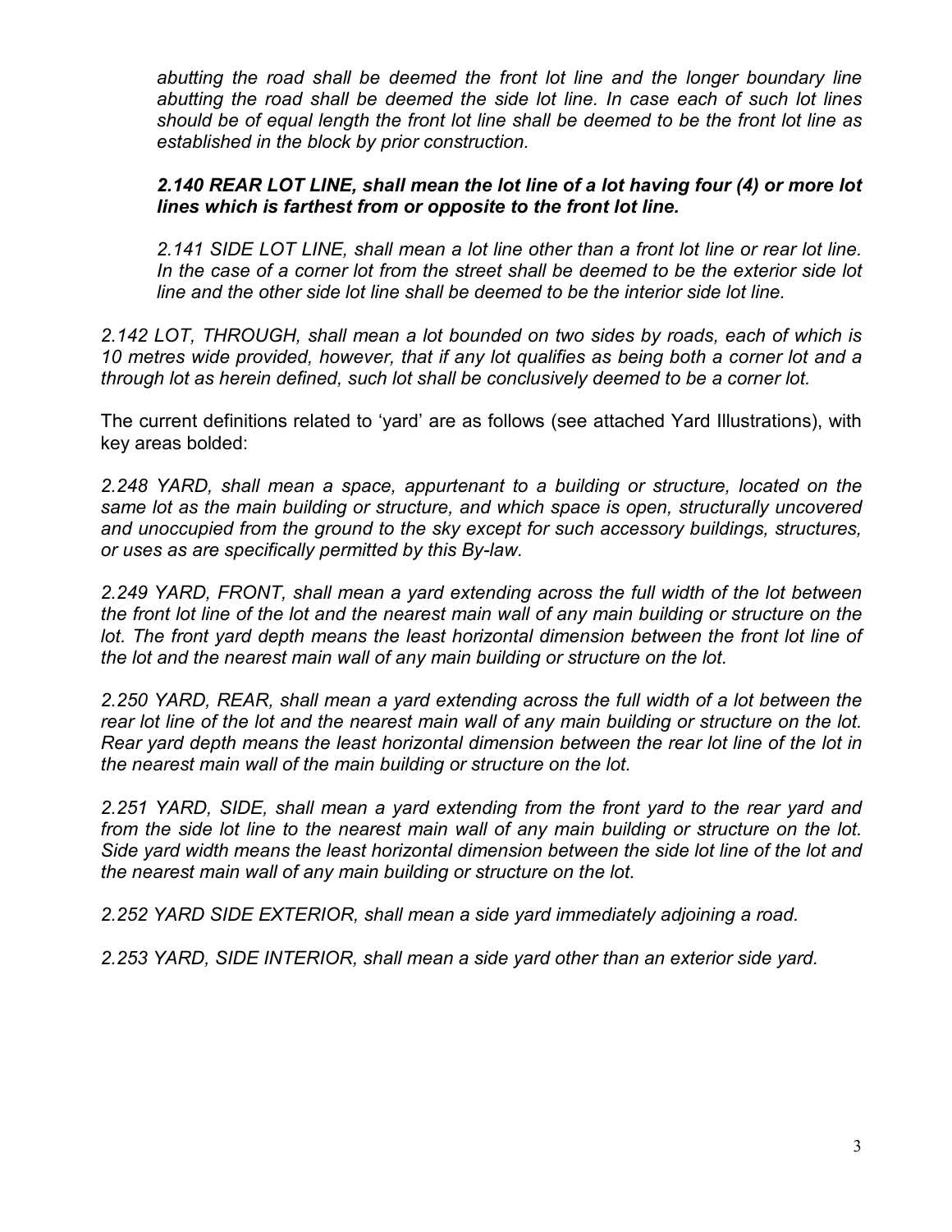*abutting the road shall be deemed the front lot line and the longer boundary line abutting the road shall be deemed the side lot line. In case each of such lot lines should be of equal length the front lot line shall be deemed to be the front lot line as established in the block by prior construction.*

***2.140 REAR LOT LINE, shall mean the lot line of a lot having four (4) or more lot lines which is farthest from or opposite to the front lot line.***

*2.141 SIDE LOT LINE, shall mean a lot line other than a front lot line or rear lot line. In the case of a corner lot from the street shall be deemed to be the exterior side lot line and the other side lot line shall be deemed to be the interior side lot line.*

*2.142 LOT, THROUGH, shall mean a lot bounded on two sides by roads, each of which is 10 metres wide provided, however, that if any lot qualifies as being both a corner lot and a through lot as herein defined, such lot shall be conclusively deemed to be a corner lot.*

The current definitions related to 'yard' are as follows (see attached Yard Illustrations), with key areas bolded:

*2.248 YARD, shall mean a space, appurtenant to a building or structure, located on the same lot as the main building or structure, and which space is open, structurally uncovered and unoccupied from the ground to the sky except for such accessory buildings, structures, or uses as are specifically permitted by this By-law.*

*2.249 YARD, FRONT, shall mean a yard extending across the full width of the lot between the front lot line of the lot and the nearest main wall of any main building or structure on the lot. The front yard depth means the least horizontal dimension between the front lot line of the lot and the nearest main wall of any main building or structure on the lot.*

*2.250 YARD, REAR, shall mean a yard extending across the full width of a lot between the rear lot line of the lot and the nearest main wall of any main building or structure on the lot. Rear yard depth means the least horizontal dimension between the rear lot line of the lot in the nearest main wall of the main building or structure on the lot.*

*2.251 YARD, SIDE, shall mean a yard extending from the front yard to the rear yard and from the side lot line to the nearest main wall of any main building or structure on the lot. Side yard width means the least horizontal dimension between the side lot line of the lot and the nearest main wall of any main building or structure on the lot.*

*2.252 YARD SIDE EXTERIOR, shall mean a side yard immediately adjoining a road.*

*2.253 YARD, SIDE INTERIOR, shall mean a side yard other than an exterior side yard.*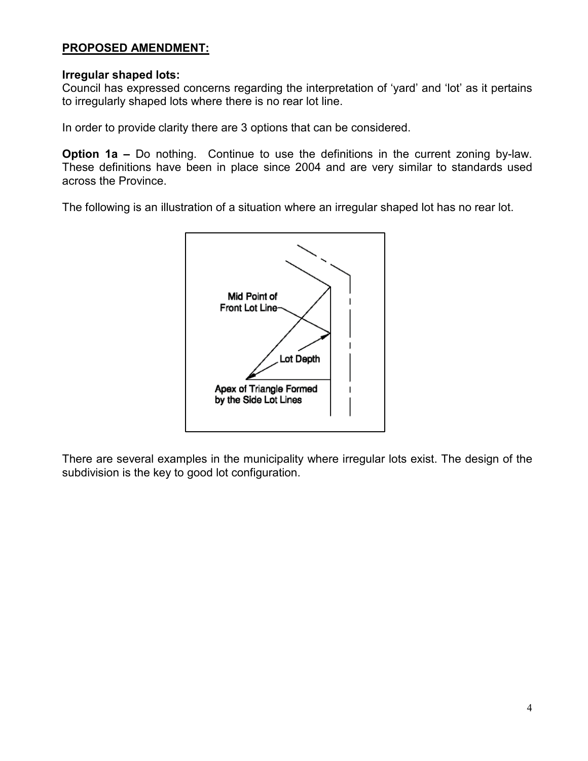**PROPOSED AMENDMENT:**

**Irregular shaped lots:**
Council has expressed concerns regarding the interpretation of 'yard' and 'lot' as it pertains to irregularly shaped lots where there is no rear lot line.

In order to provide clarity there are 3 options that can be considered.

**Option 1a –** Do nothing. Continue to use the definitions in the current zoning by-law. These definitions have been in place since 2004 and are very similar to standards used across the Province.

The following is an illustration of a situation where an irregular shaped lot has no rear lot.

Mid Point of Front Lot Line

Lot Depth

Apex of Triangle Formed by the Side Lot Lines

There are several examples in the municipality where irregular lots exist. The design of the subdivision is the key to good lot configuration.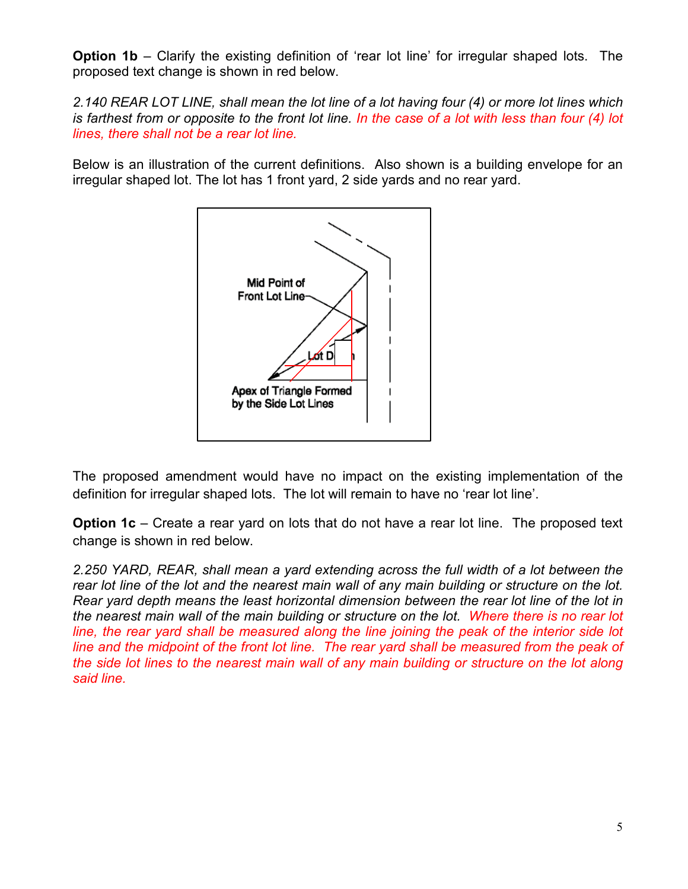**Option 1b** – Clarify the existing definition of 'rear lot line' for irregular shaped lots. The proposed text change is shown in red below.

*2.140 REAR LOT LINE, shall mean the lot line of a lot having four (4) or more lot lines which is farthest from or opposite to the front lot line. In the case of a lot with less than four (4) lot lines, there shall not be a rear lot line.*

Below is an illustration of the current definitions. Also shown is a building envelope for an irregular shaped lot. The lot has 1 front yard, 2 side yards and no rear yard.

The proposed amendment would have no impact on the existing implementation of the definition for irregular shaped lots. The lot will remain to have no 'rear lot line'.

**Option 1c** – Create a rear yard on lots that do not have a rear lot line. The proposed text change is shown in red below.

*2.250 YARD, REAR, shall mean a yard extending across the full width of a lot between the rear lot line of the lot and the nearest main wall of any main building or structure on the lot. Rear yard depth means the least horizontal dimension between the rear lot line of the lot in the nearest main wall of the main building or structure on the lot. Where there is no rear lot line, the rear yard shall be measured along the line joining the peak of the interior side lot line and the midpoint of the front lot line. The rear yard shall be measured from the peak of the side lot lines to the nearest main wall of any main building or structure on the lot along said line.*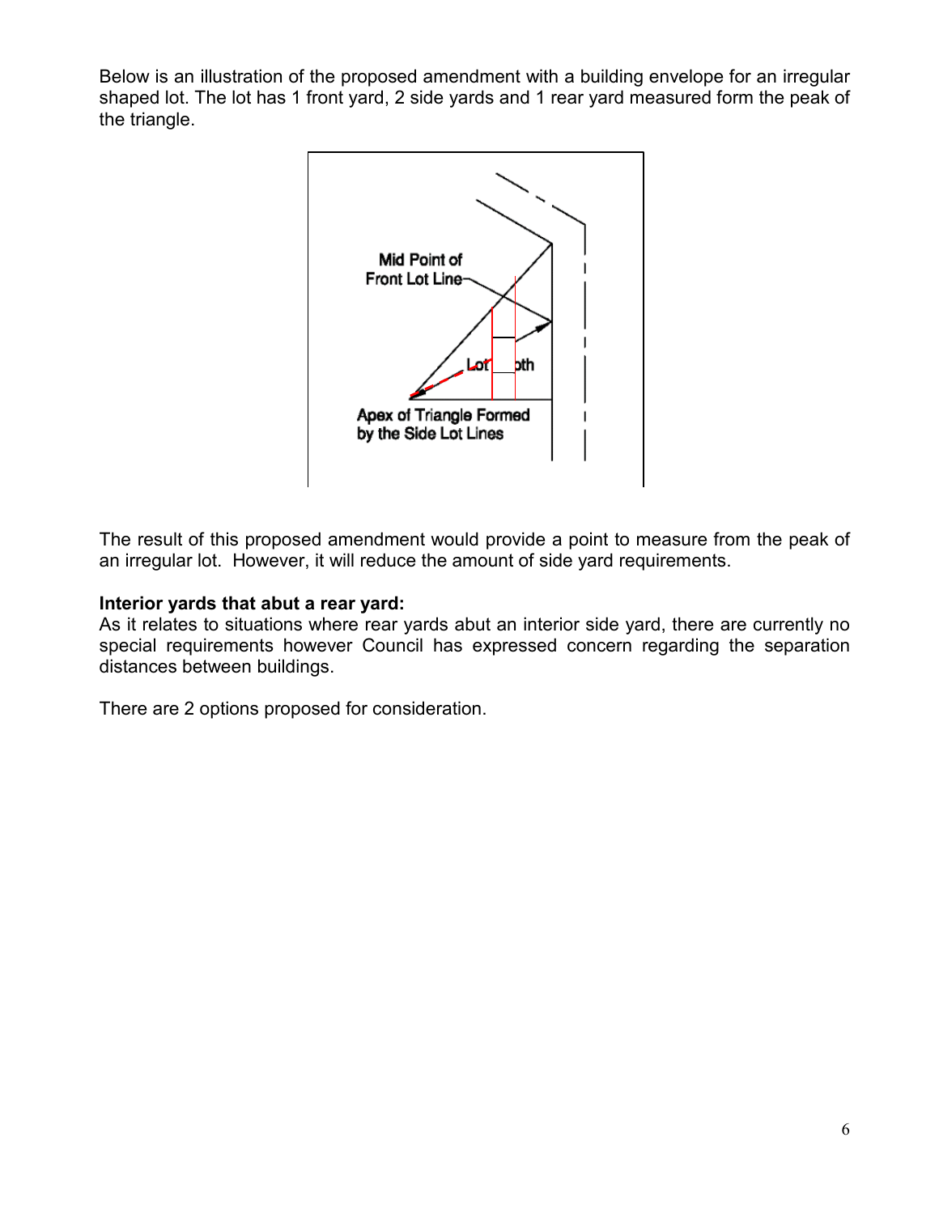Below is an illustration of the proposed amendment with a building envelope for an irregular shaped lot. The lot has 1 front yard, 2 side yards and 1 rear yard measured form the peak of the triangle.

The result of this proposed amendment would provide a point to measure from the peak of an irregular lot. However, it will reduce the amount of side yard requirements.

**Interior yards that abut a rear yard:**
As it relates to situations where rear yards abut an interior side yard, there are currently no special requirements however Council has expressed concern regarding the separation distances between buildings.

There are 2 options proposed for consideration.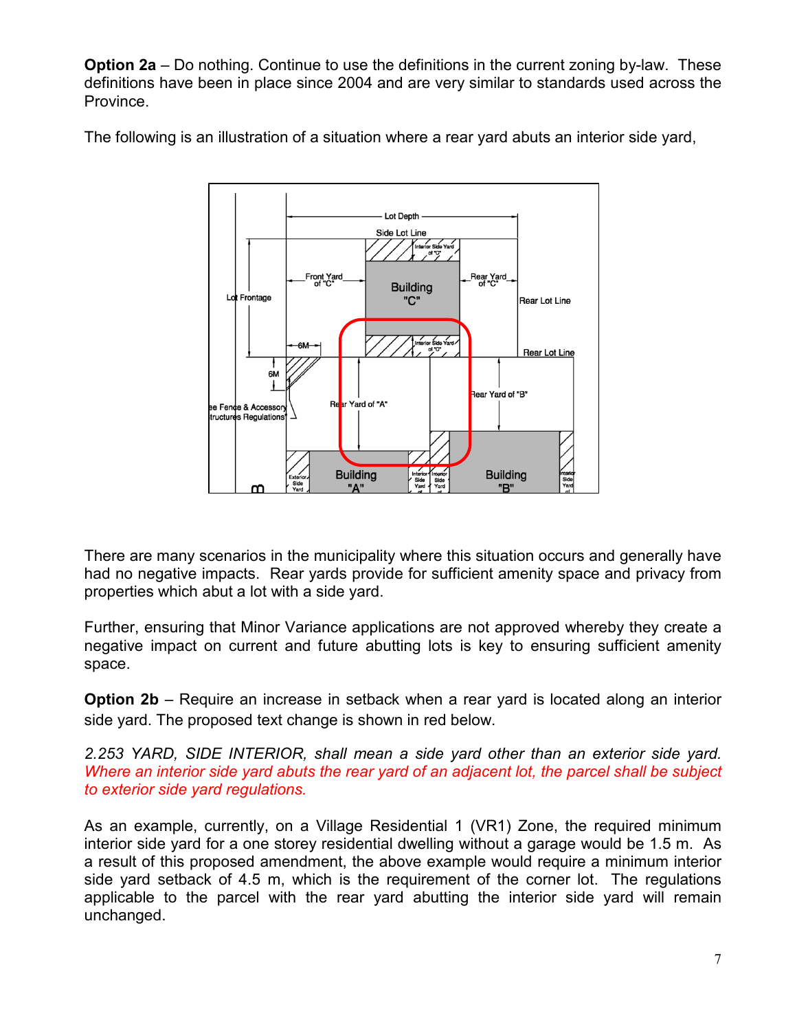**Option 2a** – Do nothing. Continue to use the definitions in the current zoning by-law. These definitions have been in place since 2004 and are very similar to standards used across the Province.

The following is an illustration of a situation where a rear yard abuts an interior side yard,

There are many scenarios in the municipality where this situation occurs and generally have had no negative impacts. Rear yards provide for sufficient amenity space and privacy from properties which abut a lot with a side yard.

Further, ensuring that Minor Variance applications are not approved whereby they create a negative impact on current and future abutting lots is key to ensuring sufficient amenity space.

**Option 2b** – Require an increase in setback when a rear yard is located along an interior side yard. The proposed text change is shown in red below.

*2.253 YARD, SIDE INTERIOR, shall mean a side yard other than an exterior side yard. Where an interior side yard abuts the rear yard of an adjacent lot, the parcel shall be subject to exterior side yard regulations.*

As an example, currently, on a Village Residential 1 (VR1) Zone, the required minimum interior side yard for a one storey residential dwelling without a garage would be 1.5 m. As a result of this proposed amendment, the above example would require a minimum interior side yard setback of 4.5 m, which is the requirement of the corner lot. The regulations applicable to the parcel with the rear yard abutting the interior side yard will remain unchanged.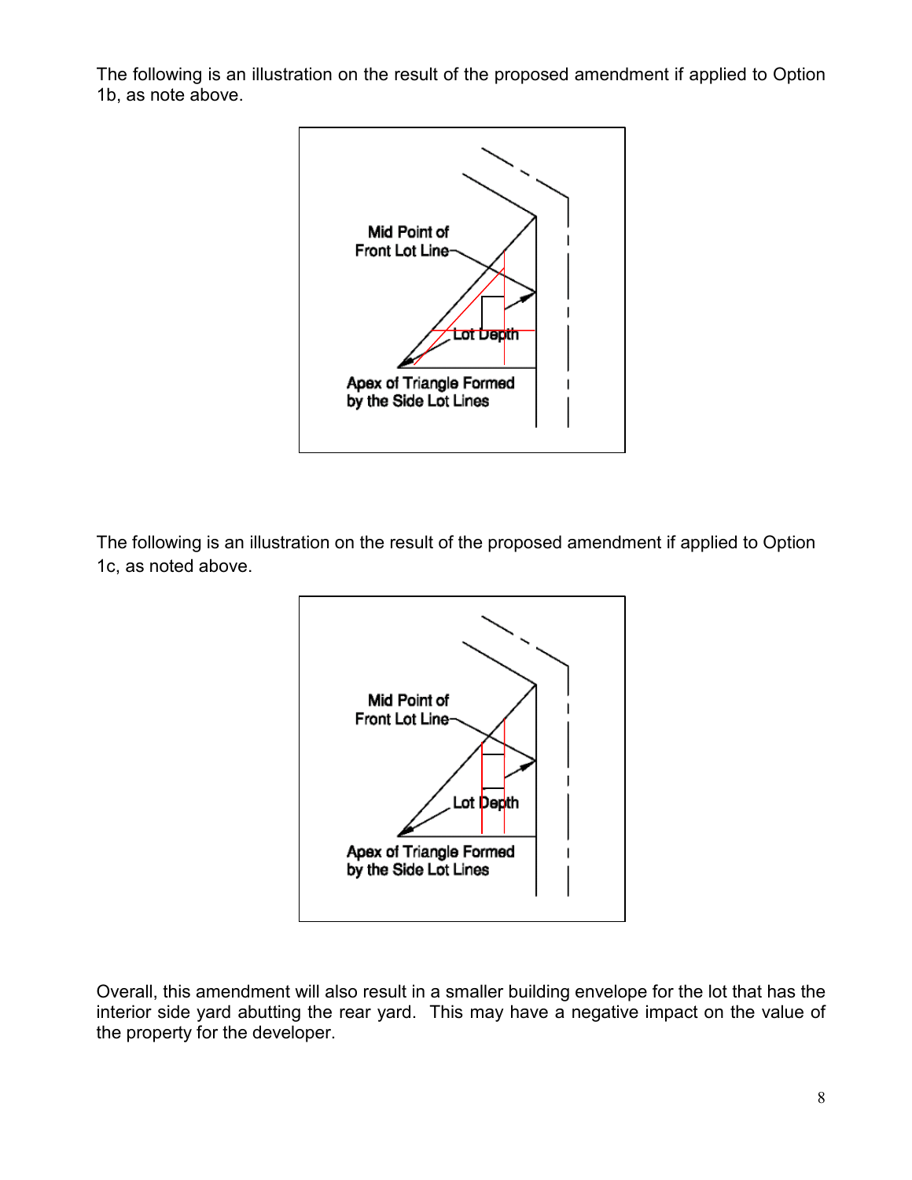The following is an illustration on the result of the proposed amendment if applied to Option 1b, as note above.

Mid Point of Front Lot Line

Lot Depth

Apex of Triangle Formed by the Side Lot Lines

The following is an illustration on the result of the proposed amendment if applied to Option 1c, as noted above.

Mid Point of Front Lot Line

Lot Depth

Apex of Triangle Formed by the Side Lot Lines

Overall, this amendment will also result in a smaller building envelope for the lot that has the interior side yard abutting the rear yard. This may have a negative impact on the value of the property for the developer.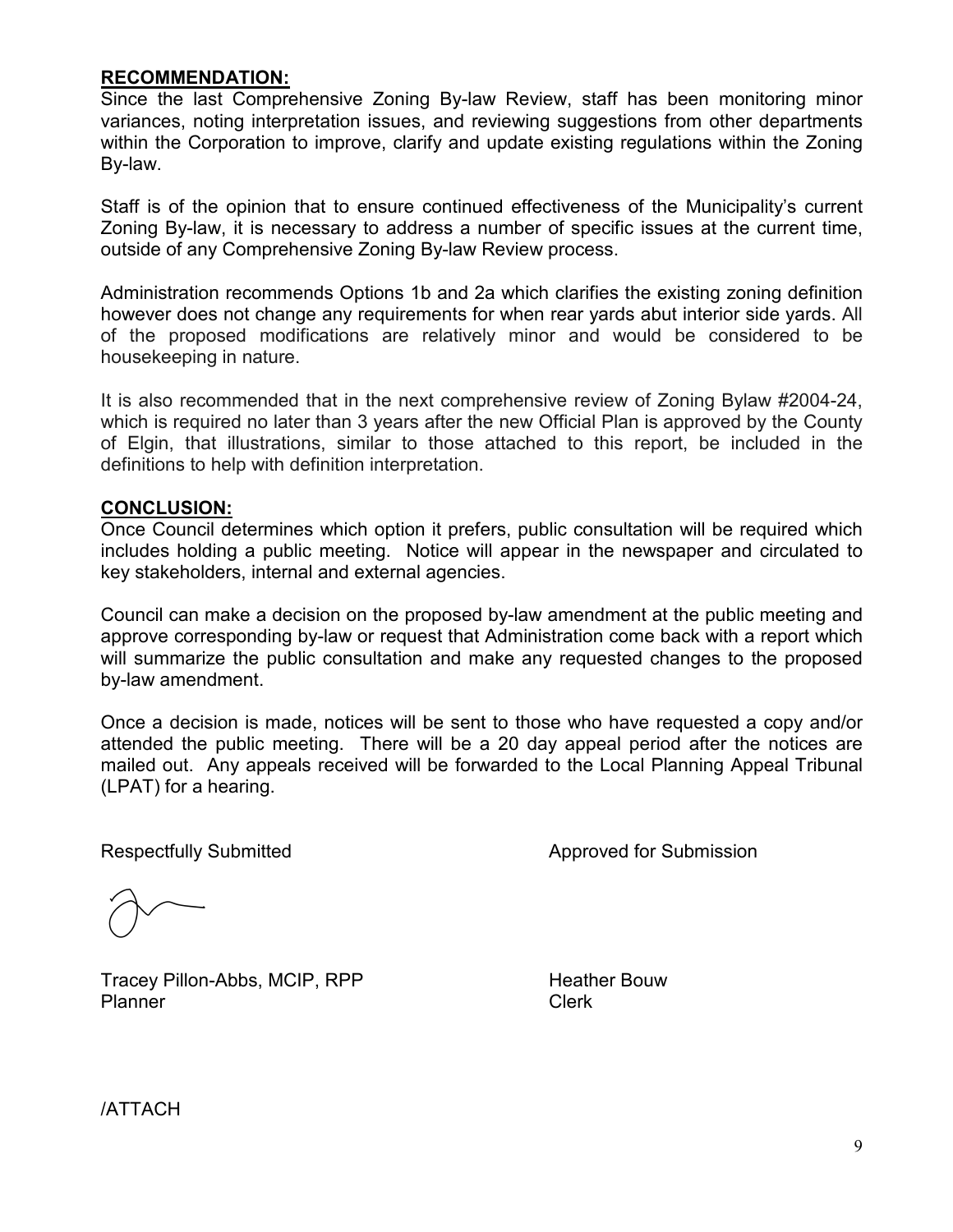**RECOMMENDATION:**

Since the last Comprehensive Zoning By-law Review, staff has been monitoring minor variances, noting interpretation issues, and reviewing suggestions from other departments within the Corporation to improve, clarify and update existing regulations within the Zoning By-law.

Staff is of the opinion that to ensure continued effectiveness of the Municipality's current Zoning By-law, it is necessary to address a number of specific issues at the current time, outside of any Comprehensive Zoning By-law Review process.

Administration recommends Options 1b and 2a which clarifies the existing zoning definition however does not change any requirements for when rear yards abut interior side yards. All of the proposed modifications are relatively minor and would be considered to be housekeeping in nature.

It is also recommended that in the next comprehensive review of Zoning Bylaw #2004-24, which is required no later than 3 years after the new Official Plan is approved by the County of Elgin, that illustrations, similar to those attached to this report, be included in the definitions to help with definition interpretation.

**CONCLUSION:**

Once Council determines which option it prefers, public consultation will be required which includes holding a public meeting. Notice will appear in the newspaper and circulated to key stakeholders, internal and external agencies.

Council can make a decision on the proposed by-law amendment at the public meeting and approve corresponding by-law or request that Administration come back with a report which will summarize the public consultation and make any requested changes to the proposed by-law amendment.

Once a decision is made, notices will be sent to those who have requested a copy and/or attended the public meeting. There will be a 20 day appeal period after the notices are mailed out. Any appeals received will be forwarded to the Local Planning Appeal Tribunal (LPAT) for a hearing.

Respectfully Submitted

Tracey Pillon-Abbs, MCIP, RPP
Planner

Approved for Submission

Heather Bouw
Clerk

/ATTACH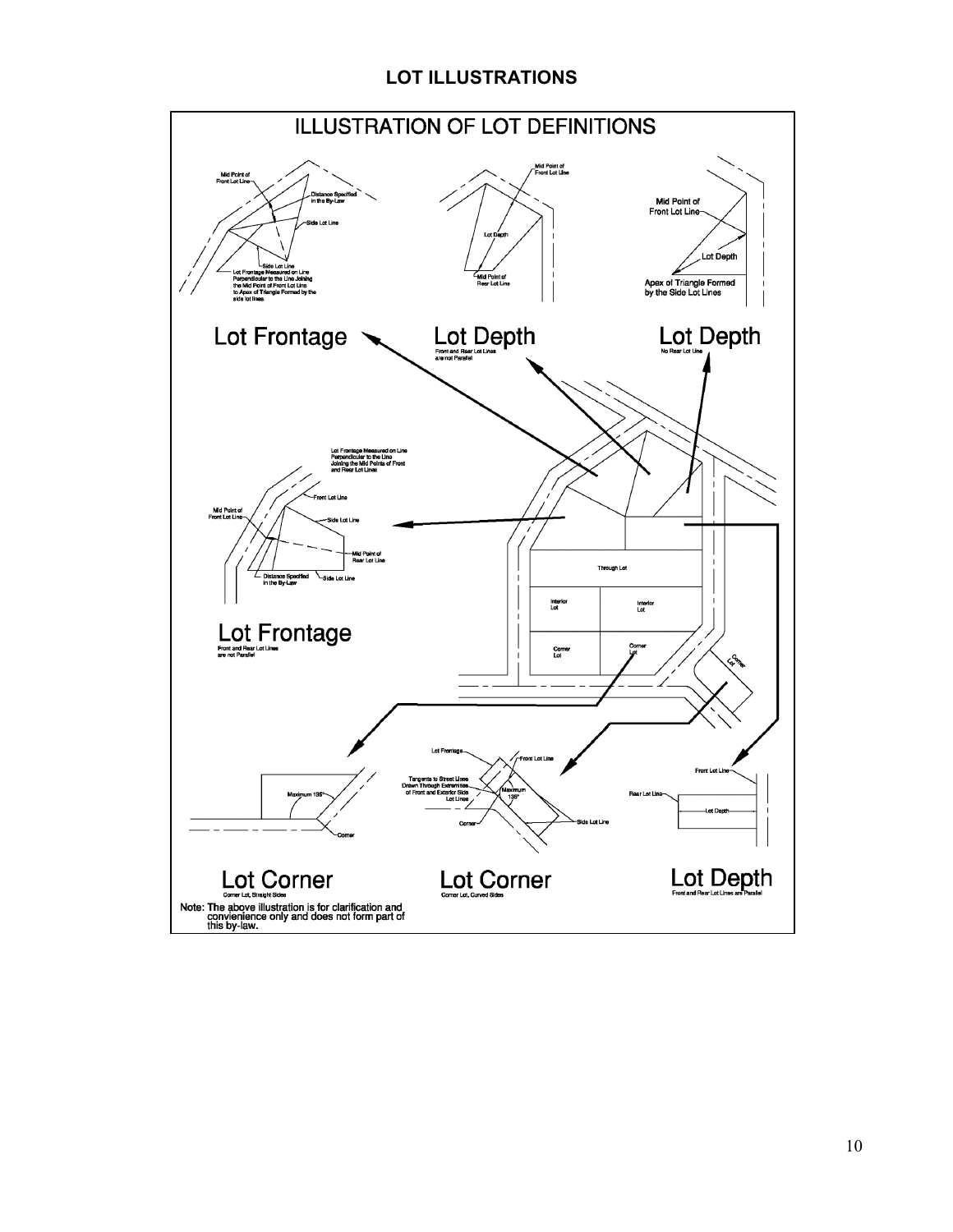## LOT ILLUSTRATIONS

### ILLUSTRATION OF LOT DEFINITIONS

Mid Point of Front Lot Line

Distance Specified in the By-Law

Side Lot Line

Side Lot Line

Lot Frontage Measured on Line Perpendicular to the Line Joining the Mid Point of Front Lot Line to Apex of Triangle Formed by the side lot lines.

Mid Point of Front Lot Line

Lot Depth

Mid Point of Rear Lot Line

Mid Point of Front Lot Line

Lot Depth

Apex of Triangle Formed by the Side Lot Lines

**Lot Frontage**

**Lot Depth**

Front and Rear Lot Lines are not Parallel

**Lot Depth**

No Rear Lot Line

Lot Frontage Measured on Line Perpendicular to the Line Joining the Mid Points of Front and Rear Lot Lines

Front Lot Line

Mid Point of Front Lot Line

Side Lot Line

Mid Point of Rear Lot Line

Distance Specified in the By-Law

Side Lot Line

Through Lot

Interior Lot

Interior Lot

Corner Lot

Corner Lot

Corner Lot

**Lot Frontage**

Front and Rear Lot Lines are not Parallel

Maximum 135°

Corner

Lot Frontage

Front Lot Line

Tangents to Street Lines Drawn Through Extremities of Front and Exterior Side Lot Lines

Maximum 135°

Corner

Side Lot Line

Front Lot Line

Rear Lot Line

Lot Depth

**Lot Corner**

Corner Lot, Straight Sides

**Lot Corner**

Corner Lot, Curved Sides

**Lot Depth**

Front and Rear Lot Lines are Parallel

Note: The above illustration is for clarification and convienience only and does not form part of this by-law.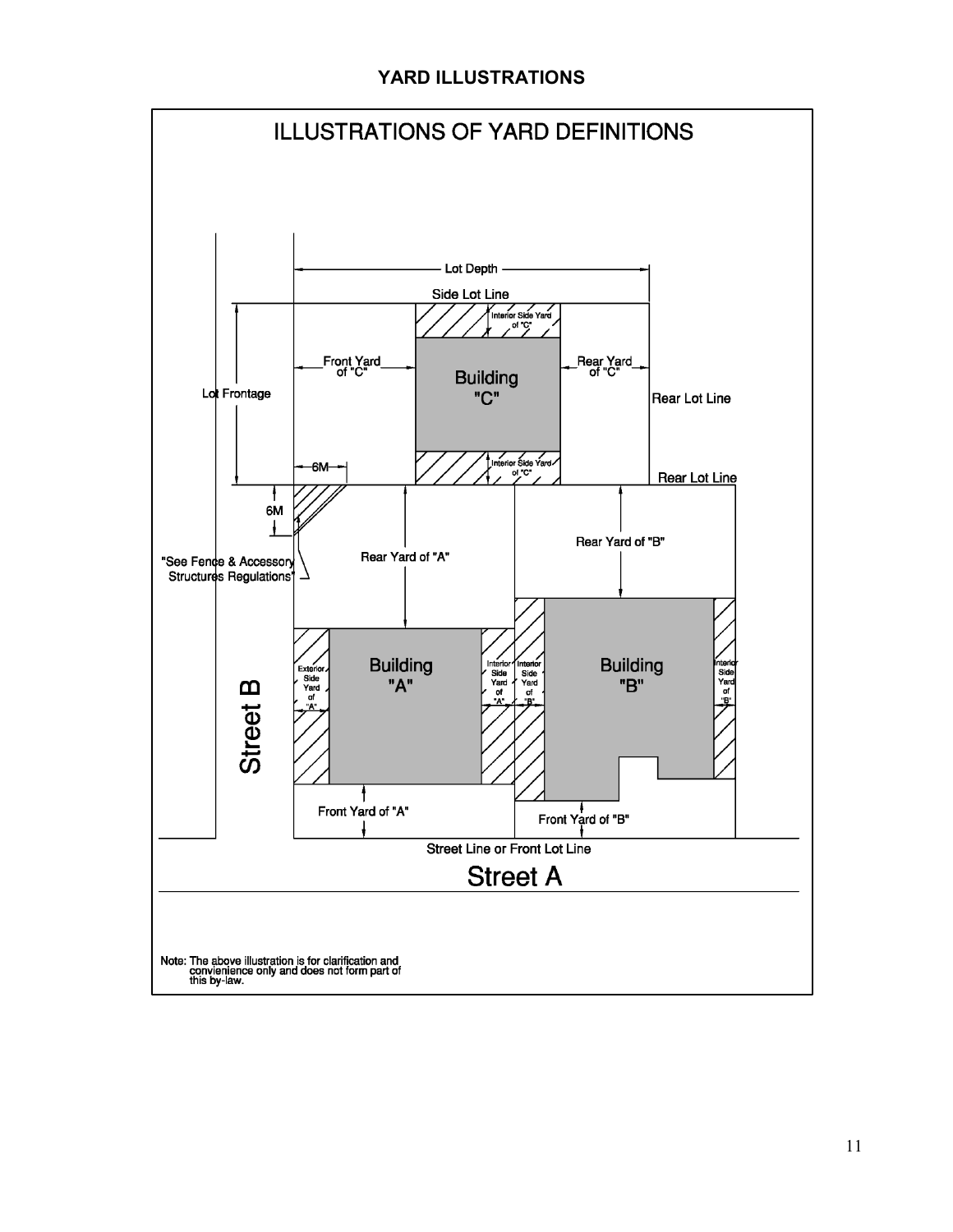## YARD ILLUSTRATIONS

ILLUSTRATIONS OF YARD DEFINITIONS

Lot Depth

Side Lot Line

Interior Side Yard of "C"

Front Yard of "C"

Building "C"

Rear Yard of "C"

Lot Frontage

Rear Lot Line

Interior Side Yard of "C"

6M

Rear Lot Line

6M

"See Fence & Accessory Structures Regulations"

Rear Yard of "A"

Rear Yard of "B"

Exterior Side Yard of "A"

Building "A"

Interior Side Yard of "A"

Interior Side Yard of "B"

Building "B"

Interior Side Yard of "B"

Street B

Front Yard of "A"

Front Yard of "B"

Street Line or Front Lot Line

Street A

Note: The above illustration is for clarification and convienience only and does not form part of this by-law.